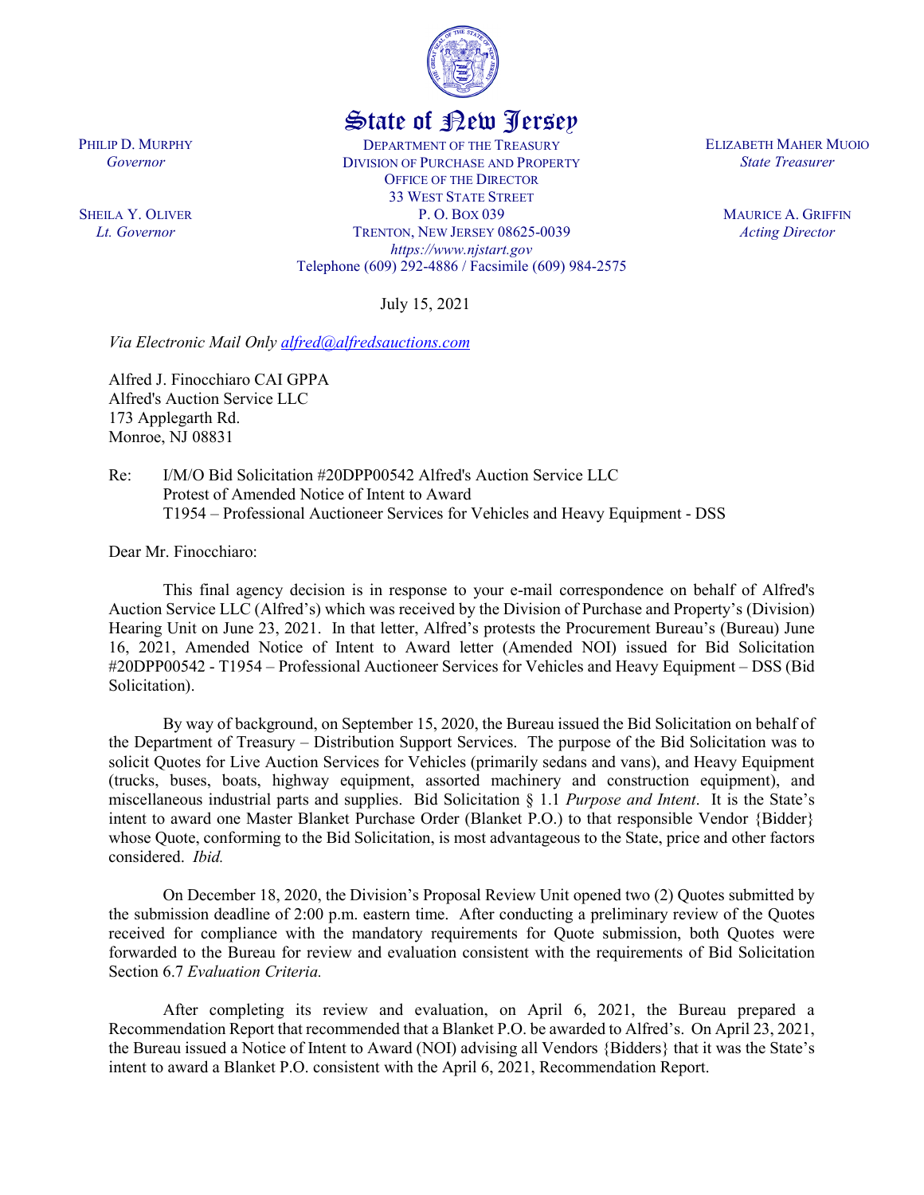State of New Jersey

PHILIP D. MURPHY
*Governor*

SHEILA Y. OLIVER
*Lt. Governor*

DEPARTMENT OF THE TREASURY
DIVISION OF PURCHASE AND PROPERTY
OFFICE OF THE DIRECTOR
33 WEST STATE STREET
P. O. BOX 039
TRENTON, NEW JERSEY 08625-0039
*https://www.njstart.gov*
Telephone (609) 292-4886 / Facsimile (609) 984-2575

ELIZABETH MAHER MUOIO
*State Treasurer*

MAURICE A. GRIFFIN
*Acting Director*

July 15, 2021

*Via Electronic Mail Only alfred@alfredsauctions.com*

Alfred J. Finocchiaro CAI GPPA
Alfred's Auction Service LLC
173 Applegarth Rd.
Monroe, NJ 08831

Re: I/M/O Bid Solicitation #20DPP00542 Alfred's Auction Service LLC
Protest of Amended Notice of Intent to Award
T1954 – Professional Auctioneer Services for Vehicles and Heavy Equipment - DSS

Dear Mr. Finocchiaro:

This final agency decision is in response to your e-mail correspondence on behalf of Alfred's Auction Service LLC (Alfred's) which was received by the Division of Purchase and Property's (Division) Hearing Unit on June 23, 2021. In that letter, Alfred's protests the Procurement Bureau's (Bureau) June 16, 2021, Amended Notice of Intent to Award letter (Amended NOI) issued for Bid Solicitation #20DPP00542 - T1954 – Professional Auctioneer Services for Vehicles and Heavy Equipment – DSS (Bid Solicitation).

By way of background, on September 15, 2020, the Bureau issued the Bid Solicitation on behalf of the Department of Treasury – Distribution Support Services. The purpose of the Bid Solicitation was to solicit Quotes for Live Auction Services for Vehicles (primarily sedans and vans), and Heavy Equipment (trucks, buses, boats, highway equipment, assorted machinery and construction equipment), and miscellaneous industrial parts and supplies. Bid Solicitation § 1.1 *Purpose and Intent*. It is the State's intent to award one Master Blanket Purchase Order (Blanket P.O.) to that responsible Vendor {Bidder} whose Quote, conforming to the Bid Solicitation, is most advantageous to the State, price and other factors considered. *Ibid.*

On December 18, 2020, the Division's Proposal Review Unit opened two (2) Quotes submitted by the submission deadline of 2:00 p.m. eastern time. After conducting a preliminary review of the Quotes received for compliance with the mandatory requirements for Quote submission, both Quotes were forwarded to the Bureau for review and evaluation consistent with the requirements of Bid Solicitation Section 6.7 *Evaluation Criteria.*

After completing its review and evaluation, on April 6, 2021, the Bureau prepared a Recommendation Report that recommended that a Blanket P.O. be awarded to Alfred's. On April 23, 2021, the Bureau issued a Notice of Intent to Award (NOI) advising all Vendors {Bidders} that it was the State's intent to award a Blanket P.O. consistent with the April 6, 2021, Recommendation Report.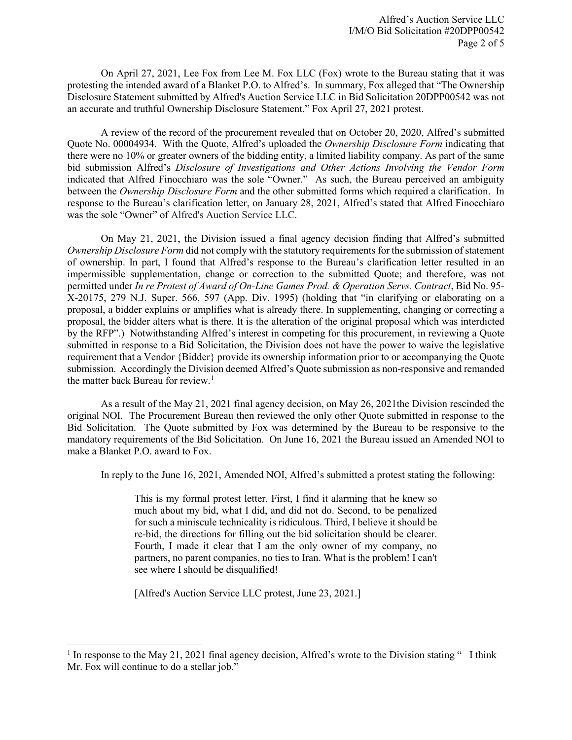On April 27, 2021, Lee Fox from Lee M. Fox LLC (Fox) wrote to the Bureau stating that it was protesting the intended award of a Blanket P.O. to Alfred's. In summary, Fox alleged that "The Ownership Disclosure Statement submitted by Alfred's Auction Service LLC in Bid Solicitation 20DPP00542 was not an accurate and truthful Ownership Disclosure Statement." Fox April 27, 2021 protest.

A review of the record of the procurement revealed that on October 20, 2020, Alfred's submitted Quote No. 00004934. With the Quote, Alfred's uploaded the *Ownership Disclosure Form* indicating that there were no 10% or greater owners of the bidding entity, a limited liability company. As part of the same bid submission Alfred's *Disclosure of Investigations and Other Actions Involving the Vendor Form* indicated that Alfred Finocchiaro was the sole "Owner." As such, the Bureau perceived an ambiguity between the *Ownership Disclosure Form* and the other submitted forms which required a clarification. In response to the Bureau's clarification letter, on January 28, 2021, Alfred's stated that Alfred Finocchiaro was the sole "Owner" of Alfred's Auction Service LLC.

On May 21, 2021, the Division issued a final agency decision finding that Alfred's submitted *Ownership Disclosure Form* did not comply with the statutory requirements for the submission of statement of ownership. In part, I found that Alfred's response to the Bureau's clarification letter resulted in an impermissible supplementation, change or correction to the submitted Quote; and therefore, was not permitted under *In re Protest of Award of On-Line Games Prod. & Operation Servs. Contract*, Bid No. 95-X-20175, 279 N.J. Super. 566, 597 (App. Div. 1995) (holding that "in clarifying or elaborating on a proposal, a bidder explains or amplifies what is already there. In supplementing, changing or correcting a proposal, the bidder alters what is there. It is the alteration of the original proposal which was interdicted by the RFP".) Notwithstanding Alfred's interest in competing for this procurement, in reviewing a Quote submitted in response to a Bid Solicitation, the Division does not have the power to waive the legislative requirement that a Vendor {Bidder} provide its ownership information prior to or accompanying the Quote submission. Accordingly the Division deemed Alfred's Quote submission as non-responsive and remanded the matter back Bureau for review.[1]

As a result of the May 21, 2021 final agency decision, on May 26, 2021the Division rescinded the original NOI. The Procurement Bureau then reviewed the only other Quote submitted in response to the Bid Solicitation. The Quote submitted by Fox was determined by the Bureau to be responsive to the mandatory requirements of the Bid Solicitation. On June 16, 2021 the Bureau issued an Amended NOI to make a Blanket P.O. award to Fox.

In reply to the June 16, 2021, Amended NOI, Alfred's submitted a protest stating the following:

> This is my formal protest letter. First, I find it alarming that he knew so much about my bid, what I did, and did not do. Second, to be penalized for such a miniscule technicality is ridiculous. Third, I believe it should be re-bid, the directions for filling out the bid solicitation should be clearer. Fourth, I made it clear that I am the only owner of my company, no partners, no parent companies, no ties to Iran. What is the problem! I can't see where I should be disqualified!
>
> [Alfred's Auction Service LLC protest, June 23, 2021.]

[1] In response to the May 21, 2021 final agency decision, Alfred's wrote to the Division stating " I think Mr. Fox will continue to do a stellar job."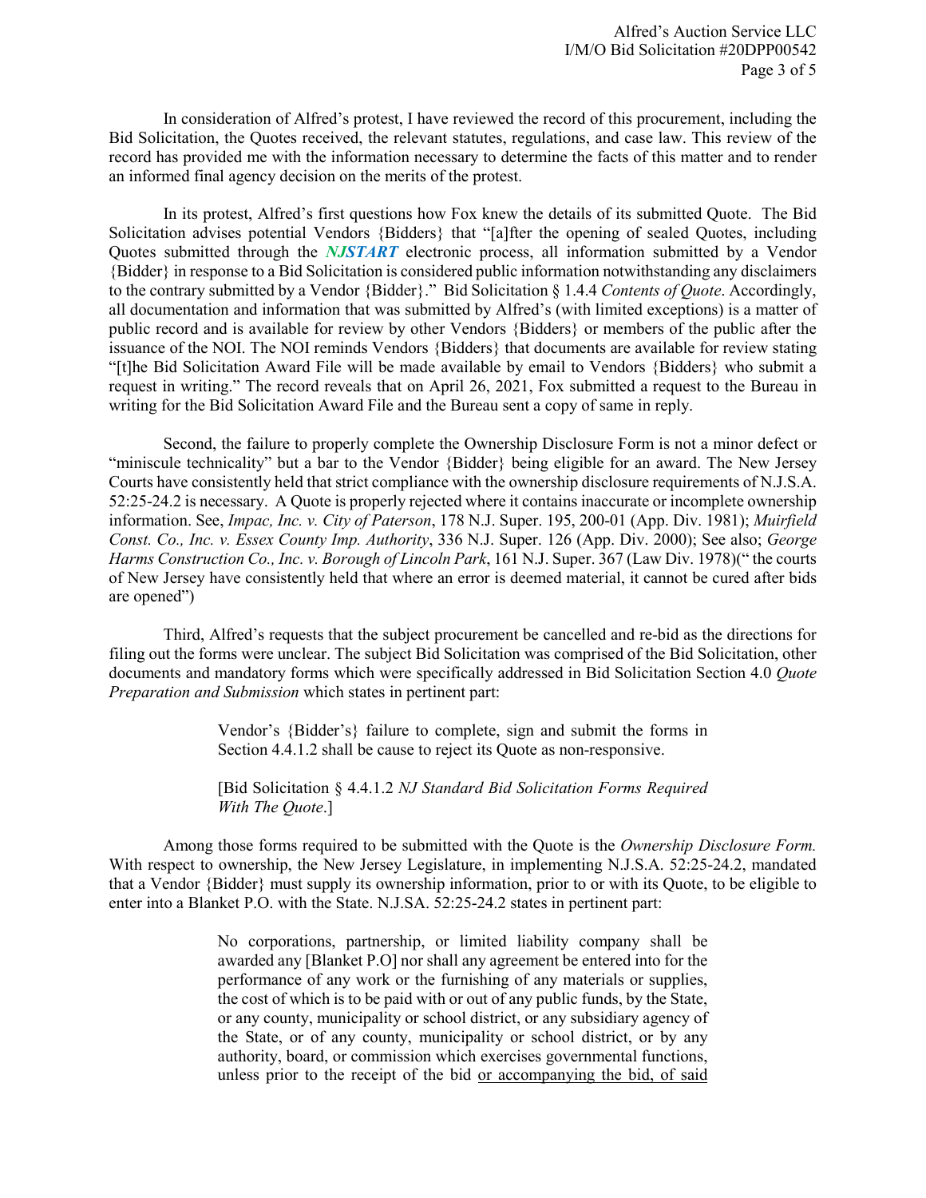In consideration of Alfred's protest, I have reviewed the record of this procurement, including the Bid Solicitation, the Quotes received, the relevant statutes, regulations, and case law. This review of the record has provided me with the information necessary to determine the facts of this matter and to render an informed final agency decision on the merits of the protest.

In its protest, Alfred's first questions how Fox knew the details of its submitted Quote. The Bid Solicitation advises potential Vendors {Bidders} that "[a]fter the opening of sealed Quotes, including Quotes submitted through the ***NJSTART*** electronic process, all information submitted by a Vendor {Bidder} in response to a Bid Solicitation is considered public information notwithstanding any disclaimers to the contrary submitted by a Vendor {Bidder}." Bid Solicitation § 1.4.4 *Contents of Quote*. Accordingly, all documentation and information that was submitted by Alfred's (with limited exceptions) is a matter of public record and is available for review by other Vendors {Bidders} or members of the public after the issuance of the NOI. The NOI reminds Vendors {Bidders} that documents are available for review stating "[t]he Bid Solicitation Award File will be made available by email to Vendors {Bidders} who submit a request in writing." The record reveals that on April 26, 2021, Fox submitted a request to the Bureau in writing for the Bid Solicitation Award File and the Bureau sent a copy of same in reply.

Second, the failure to properly complete the Ownership Disclosure Form is not a minor defect or "miniscule technicality" but a bar to the Vendor {Bidder} being eligible for an award. The New Jersey Courts have consistently held that strict compliance with the ownership disclosure requirements of N.J.S.A. 52:25-24.2 is necessary. A Quote is properly rejected where it contains inaccurate or incomplete ownership information. See, *Impac, Inc. v. City of Paterson*, 178 N.J. Super. 195, 200-01 (App. Div. 1981); *Muirfield Const. Co., Inc. v. Essex County Imp. Authority*, 336 N.J. Super. 126 (App. Div. 2000); See also; *George Harms Construction Co., Inc. v. Borough of Lincoln Park*, 161 N.J. Super. 367 (Law Div. 1978)(" the courts of New Jersey have consistently held that where an error is deemed material, it cannot be cured after bids are opened")

Third, Alfred's requests that the subject procurement be cancelled and re-bid as the directions for filing out the forms were unclear. The subject Bid Solicitation was comprised of the Bid Solicitation, other documents and mandatory forms which were specifically addressed in Bid Solicitation Section 4.0 *Quote Preparation and Submission* which states in pertinent part:

> Vendor's {Bidder's} failure to complete, sign and submit the forms in Section 4.4.1.2 shall be cause to reject its Quote as non-responsive.
>
> [Bid Solicitation § 4.4.1.2 *NJ Standard Bid Solicitation Forms Required With The Quote*.]

Among those forms required to be submitted with the Quote is the *Ownership Disclosure Form.* With respect to ownership, the New Jersey Legislature, in implementing N.J.S.A. 52:25-24.2, mandated that a Vendor {Bidder} must supply its ownership information, prior to or with its Quote, to be eligible to enter into a Blanket P.O. with the State. N.J.SA. 52:25-24.2 states in pertinent part:

> No corporations, partnership, or limited liability company shall be awarded any [Blanket P.O] nor shall any agreement be entered into for the performance of any work or the furnishing of any materials or supplies, the cost of which is to be paid with or out of any public funds, by the State, or any county, municipality or school district, or any subsidiary agency of the State, or of any county, municipality or school district, or by any authority, board, or commission which exercises governmental functions, unless prior to the receipt of the bid <u>or accompanying the bid, of said</u>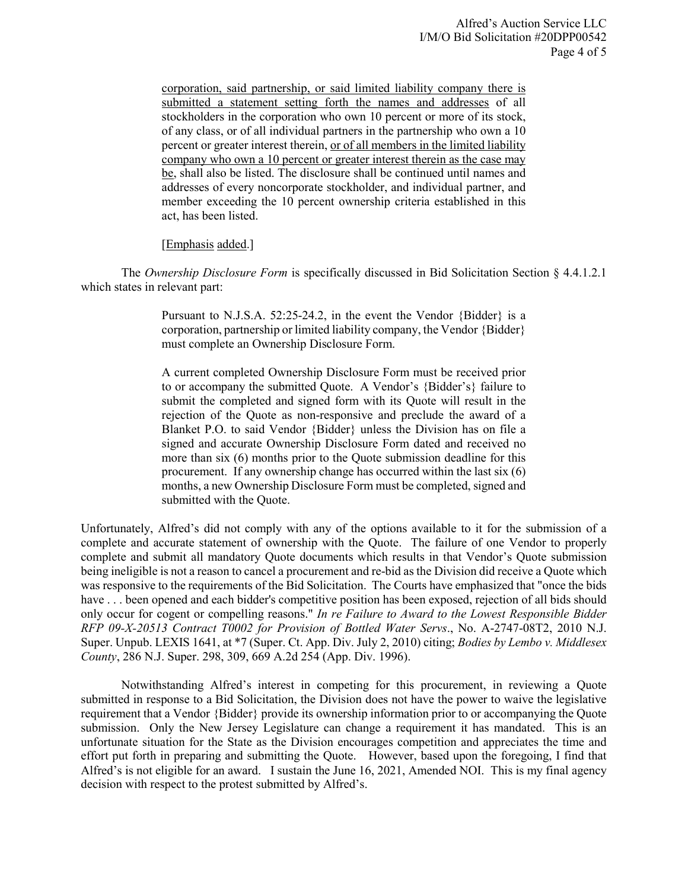> corporation, said partnership, or said limited liability company there is submitted a statement setting forth the names and addresses of all stockholders in the corporation who own 10 percent or more of its stock, of any class, or of all individual partners in the partnership who own a 10 percent or greater interest therein, or of all members in the limited liability company who own a 10 percent or greater interest therein as the case may be, shall also be listed. The disclosure shall be continued until names and addresses of every noncorporate stockholder, and individual partner, and member exceeding the 10 percent ownership criteria established in this act, has been listed.
>
> [Emphasis added.]

The *Ownership Disclosure Form* is specifically discussed in Bid Solicitation Section § 4.4.1.2.1 which states in relevant part:

> Pursuant to N.J.S.A. 52:25-24.2, in the event the Vendor {Bidder} is a corporation, partnership or limited liability company, the Vendor {Bidder} must complete an Ownership Disclosure Form.
>
> A current completed Ownership Disclosure Form must be received prior to or accompany the submitted Quote. A Vendor's {Bidder's} failure to submit the completed and signed form with its Quote will result in the rejection of the Quote as non-responsive and preclude the award of a Blanket P.O. to said Vendor {Bidder} unless the Division has on file a signed and accurate Ownership Disclosure Form dated and received no more than six (6) months prior to the Quote submission deadline for this procurement. If any ownership change has occurred within the last six (6) months, a new Ownership Disclosure Form must be completed, signed and submitted with the Quote.

Unfortunately, Alfred's did not comply with any of the options available to it for the submission of a complete and accurate statement of ownership with the Quote. The failure of one Vendor to properly complete and submit all mandatory Quote documents which results in that Vendor's Quote submission being ineligible is not a reason to cancel a procurement and re-bid as the Division did receive a Quote which was responsive to the requirements of the Bid Solicitation. The Courts have emphasized that "once the bids have . . . been opened and each bidder's competitive position has been exposed, rejection of all bids should only occur for cogent or compelling reasons." *In re Failure to Award to the Lowest Responsible Bidder RFP 09-X-20513 Contract T0002 for Provision of Bottled Water Servs*., No. A-2747-08T2, 2010 N.J. Super. Unpub. LEXIS 1641, at *7 (Super. Ct. App. Div. July 2, 2010) citing; *Bodies by Lembo v. Middlesex County*, 286 N.J. Super. 298, 309, 669 A.2d 254 (App. Div. 1996).

Notwithstanding Alfred's interest in competing for this procurement, in reviewing a Quote submitted in response to a Bid Solicitation, the Division does not have the power to waive the legislative requirement that a Vendor {Bidder} provide its ownership information prior to or accompanying the Quote submission. Only the New Jersey Legislature can change a requirement it has mandated. This is an unfortunate situation for the State as the Division encourages competition and appreciates the time and effort put forth in preparing and submitting the Quote. However, based upon the foregoing, I find that Alfred's is not eligible for an award. I sustain the June 16, 2021, Amended NOI. This is my final agency decision with respect to the protest submitted by Alfred's.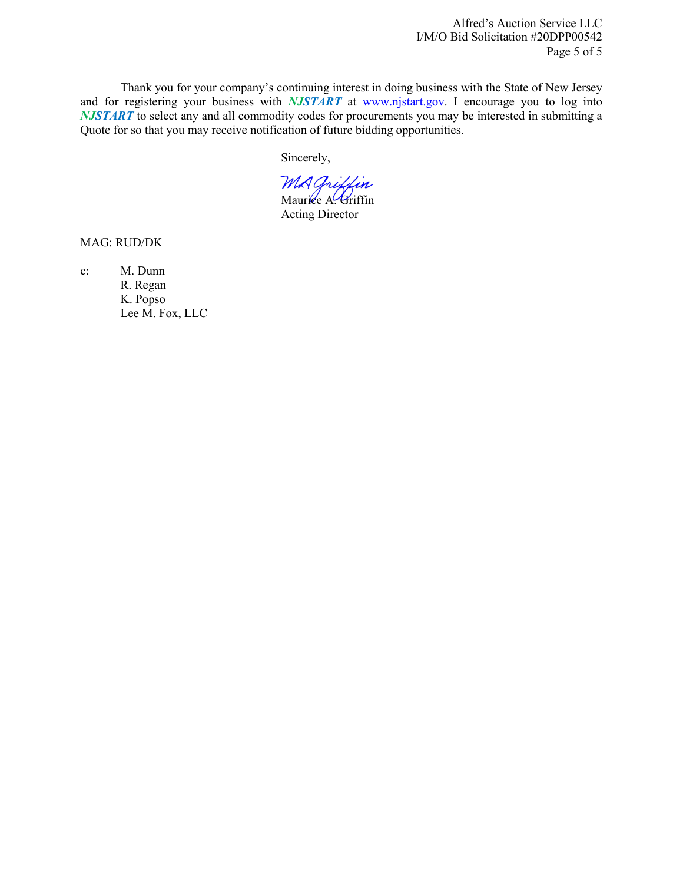Thank you for your company's continuing interest in doing business with the State of New Jersey and for registering your business with ***NJSTART*** at www.njstart.gov. I encourage you to log into ***NJSTART*** to select any and all commodity codes for procurements you may be interested in submitting a Quote for so that you may receive notification of future bidding opportunities.

Sincerely,

Maurice A. Griffin
Acting Director

MAG: RUD/DK

c: M. Dunn
R. Regan
K. Popso
Lee M. Fox, LLC